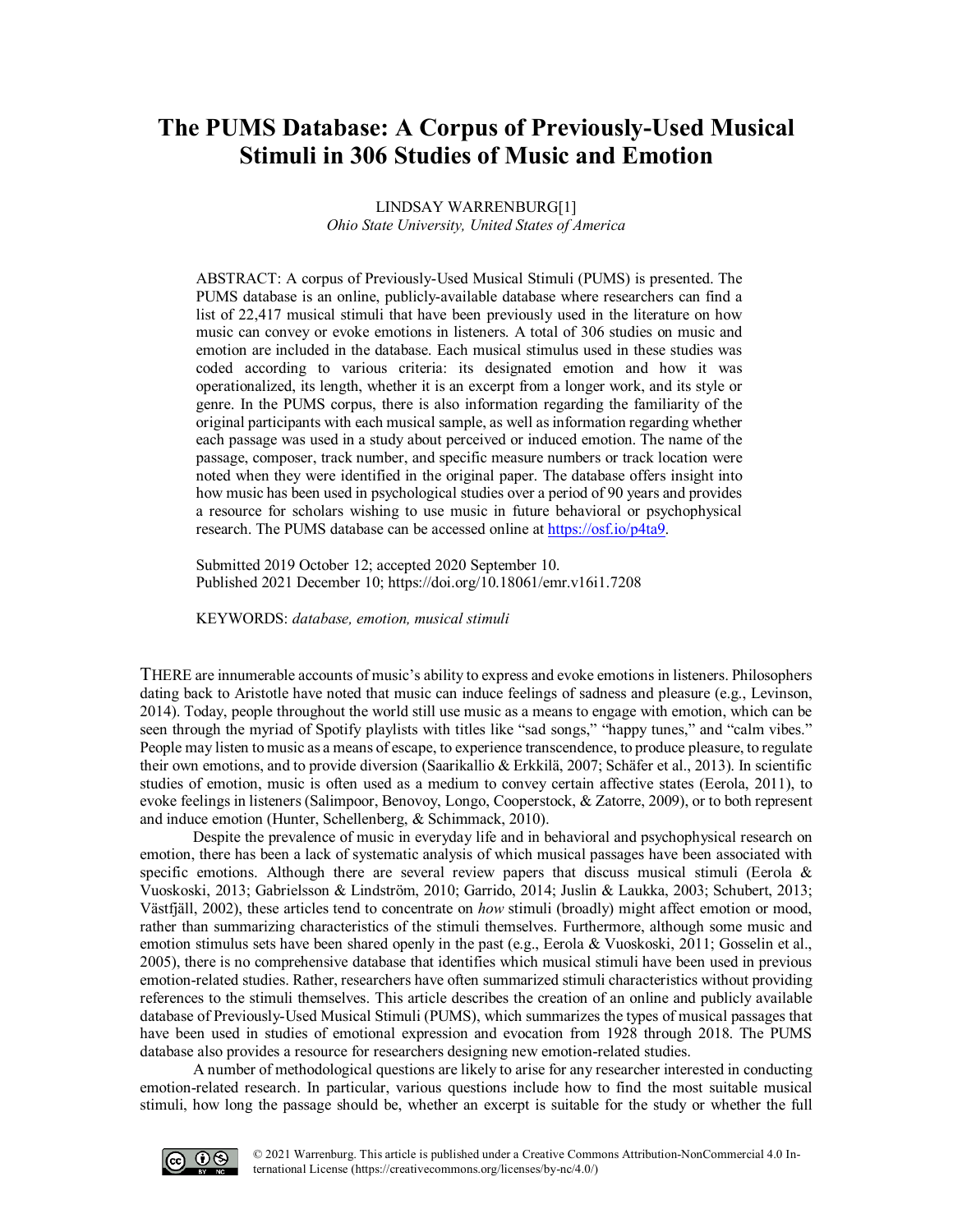# The PUMS Database: A Corpus of Previously-Used Musical Stimuli in 306 Studies of Music and Emotion

LINDSAY WARRENBURG[1]
*Ohio State University, United States of America*

ABSTRACT: A corpus of Previously-Used Musical Stimuli (PUMS) is presented. The PUMS database is an online, publicly-available database where researchers can find a list of 22,417 musical stimuli that have been previously used in the literature on how music can convey or evoke emotions in listeners. A total of 306 studies on music and emotion are included in the database. Each musical stimulus used in these studies was coded according to various criteria: its designated emotion and how it was operationalized, its length, whether it is an excerpt from a longer work, and its style or genre. In the PUMS corpus, there is also information regarding the familiarity of the original participants with each musical sample, as well as information regarding whether each passage was used in a study about perceived or induced emotion. The name of the passage, composer, track number, and specific measure numbers or track location were noted when they were identified in the original paper. The database offers insight into how music has been used in psychological studies over a period of 90 years and provides a resource for scholars wishing to use music in future behavioral or psychophysical research. The PUMS database can be accessed online at https://osf.io/p4ta9.

Submitted 2019 October 12; accepted 2020 September 10.
Published 2021 December 10; https://doi.org/10.18061/emr.v16i1.7208

KEYWORDS: *database, emotion, musical stimuli*

THERE are innumerable accounts of music's ability to express and evoke emotions in listeners. Philosophers dating back to Aristotle have noted that music can induce feelings of sadness and pleasure (e.g., Levinson, 2014). Today, people throughout the world still use music as a means to engage with emotion, which can be seen through the myriad of Spotify playlists with titles like "sad songs," "happy tunes," and "calm vibes." People may listen to music as a means of escape, to experience transcendence, to produce pleasure, to regulate their own emotions, and to provide diversion (Saarikallio & Erkkilä, 2007; Schäfer et al., 2013). In scientific studies of emotion, music is often used as a medium to convey certain affective states (Eerola, 2011), to evoke feelings in listeners (Salimpoor, Benovoy, Longo, Cooperstock, & Zatorre, 2009), or to both represent and induce emotion (Hunter, Schellenberg, & Schimmack, 2010).

Despite the prevalence of music in everyday life and in behavioral and psychophysical research on emotion, there has been a lack of systematic analysis of which musical passages have been associated with specific emotions. Although there are several review papers that discuss musical stimuli (Eerola & Vuoskoski, 2013; Gabrielsson & Lindström, 2010; Garrido, 2014; Juslin & Laukka, 2003; Schubert, 2013; Västfjäll, 2002), these articles tend to concentrate on *how* stimuli (broadly) might affect emotion or mood, rather than summarizing characteristics of the stimuli themselves. Furthermore, although some music and emotion stimulus sets have been shared openly in the past (e.g., Eerola & Vuoskoski, 2011; Gosselin et al., 2005), there is no comprehensive database that identifies which musical stimuli have been used in previous emotion-related studies. Rather, researchers have often summarized stimuli characteristics without providing references to the stimuli themselves. This article describes the creation of an online and publicly available database of Previously-Used Musical Stimuli (PUMS), which summarizes the types of musical passages that have been used in studies of emotional expression and evocation from 1928 through 2018. The PUMS database also provides a resource for researchers designing new emotion-related studies.

A number of methodological questions are likely to arise for any researcher interested in conducting emotion-related research. In particular, various questions include how to find the most suitable musical stimuli, how long the passage should be, whether an excerpt is suitable for the study or whether the full

© 2021 Warrenburg. This article is published under a Creative Commons Attribution-NonCommercial 4.0 International License (https://creativecommons.org/licenses/by-nc/4.0/)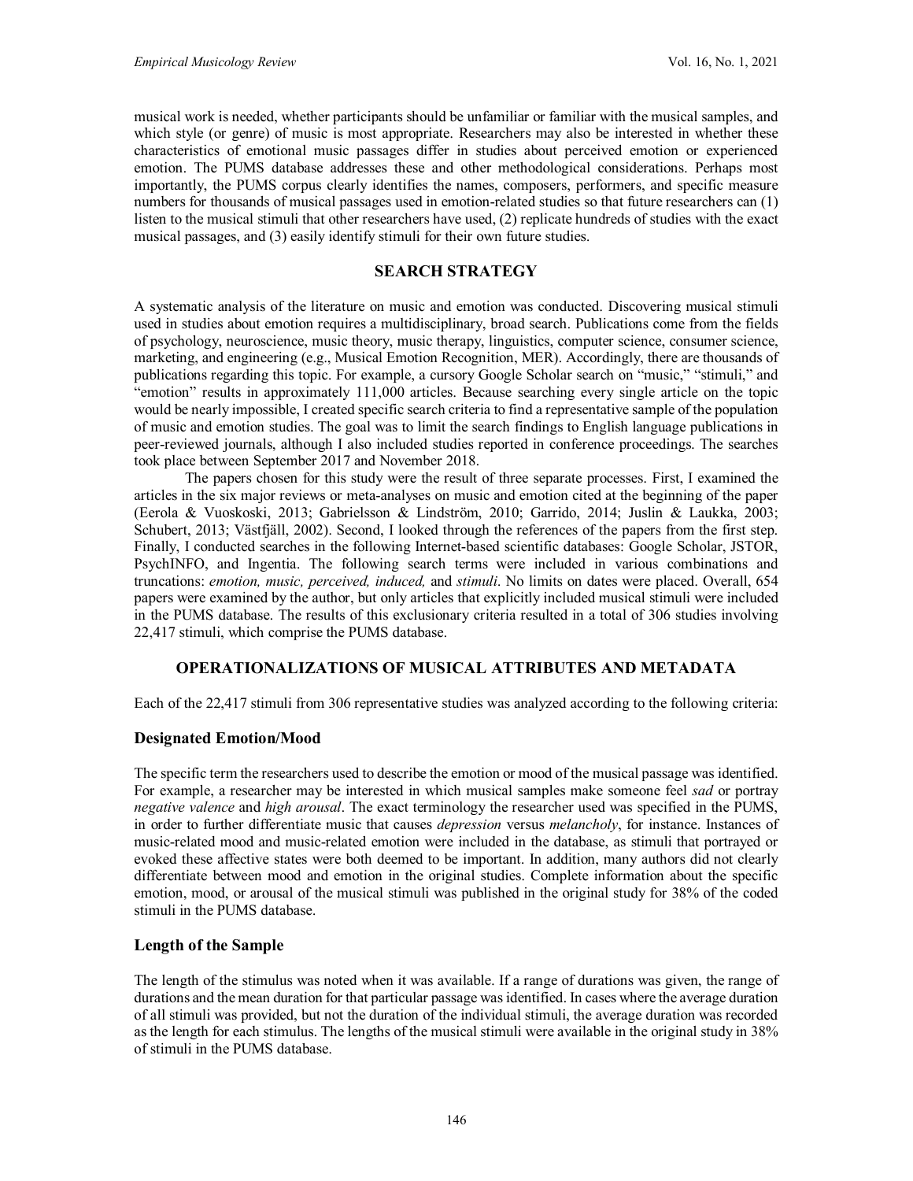musical work is needed, whether participants should be unfamiliar or familiar with the musical samples, and which style (or genre) of music is most appropriate. Researchers may also be interested in whether these characteristics of emotional music passages differ in studies about perceived emotion or experienced emotion. The PUMS database addresses these and other methodological considerations. Perhaps most importantly, the PUMS corpus clearly identifies the names, composers, performers, and specific measure numbers for thousands of musical passages used in emotion-related studies so that future researchers can (1) listen to the musical stimuli that other researchers have used, (2) replicate hundreds of studies with the exact musical passages, and (3) easily identify stimuli for their own future studies.

## SEARCH STRATEGY

A systematic analysis of the literature on music and emotion was conducted. Discovering musical stimuli used in studies about emotion requires a multidisciplinary, broad search. Publications come from the fields of psychology, neuroscience, music theory, music therapy, linguistics, computer science, consumer science, marketing, and engineering (e.g., Musical Emotion Recognition, MER). Accordingly, there are thousands of publications regarding this topic. For example, a cursory Google Scholar search on "music," "stimuli," and "emotion" results in approximately 111,000 articles. Because searching every single article on the topic would be nearly impossible, I created specific search criteria to find a representative sample of the population of music and emotion studies. The goal was to limit the search findings to English language publications in peer-reviewed journals, although I also included studies reported in conference proceedings. The searches took place between September 2017 and November 2018.

The papers chosen for this study were the result of three separate processes. First, I examined the articles in the six major reviews or meta-analyses on music and emotion cited at the beginning of the paper (Eerola & Vuoskoski, 2013; Gabrielsson & Lindström, 2010; Garrido, 2014; Juslin & Laukka, 2003; Schubert, 2013; Västfjäll, 2002). Second, I looked through the references of the papers from the first step. Finally, I conducted searches in the following Internet-based scientific databases: Google Scholar, JSTOR, PsychINFO, and Ingentia. The following search terms were included in various combinations and truncations: *emotion, music, perceived, induced,* and *stimuli*. No limits on dates were placed. Overall, 654 papers were examined by the author, but only articles that explicitly included musical stimuli were included in the PUMS database. The results of this exclusionary criteria resulted in a total of 306 studies involving 22,417 stimuli, which comprise the PUMS database.

## OPERATIONALIZATIONS OF MUSICAL ATTRIBUTES AND METADATA

Each of the 22,417 stimuli from 306 representative studies was analyzed according to the following criteria:

### Designated Emotion/Mood

The specific term the researchers used to describe the emotion or mood of the musical passage was identified. For example, a researcher may be interested in which musical samples make someone feel *sad* or portray *negative valence* and *high arousal*. The exact terminology the researcher used was specified in the PUMS, in order to further differentiate music that causes *depression* versus *melancholy*, for instance. Instances of music-related mood and music-related emotion were included in the database, as stimuli that portrayed or evoked these affective states were both deemed to be important. In addition, many authors did not clearly differentiate between mood and emotion in the original studies. Complete information about the specific emotion, mood, or arousal of the musical stimuli was published in the original study for 38% of the coded stimuli in the PUMS database.

### Length of the Sample

The length of the stimulus was noted when it was available. If a range of durations was given, the range of durations and the mean duration for that particular passage was identified. In cases where the average duration of all stimuli was provided, but not the duration of the individual stimuli, the average duration was recorded as the length for each stimulus. The lengths of the musical stimuli were available in the original study in 38% of stimuli in the PUMS database.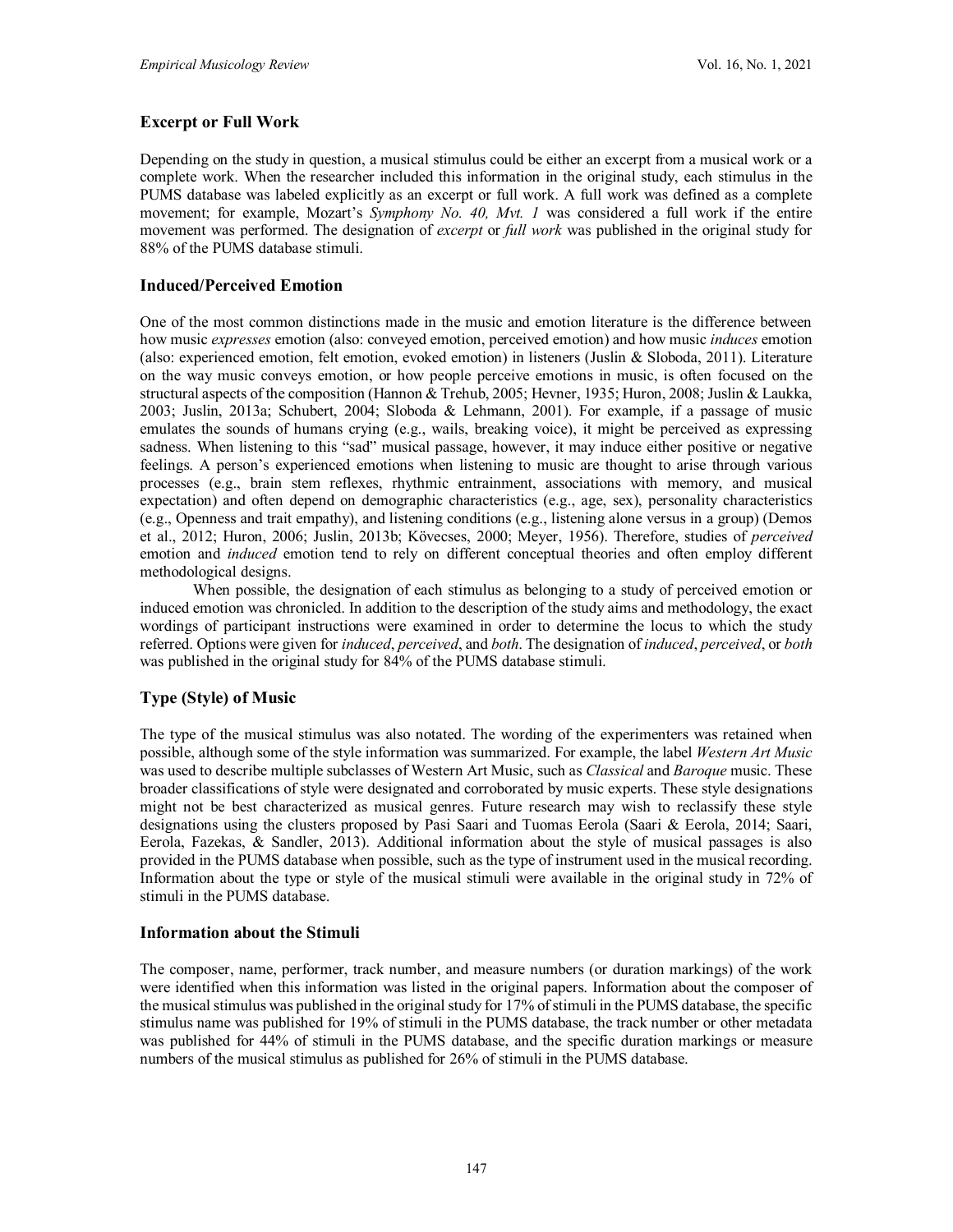## Excerpt or Full Work

Depending on the study in question, a musical stimulus could be either an excerpt from a musical work or a complete work. When the researcher included this information in the original study, each stimulus in the PUMS database was labeled explicitly as an excerpt or full work. A full work was defined as a complete movement; for example, Mozart's *Symphony No. 40, Mvt. 1* was considered a full work if the entire movement was performed. The designation of *excerpt* or *full work* was published in the original study for 88% of the PUMS database stimuli.

## Induced/Perceived Emotion

One of the most common distinctions made in the music and emotion literature is the difference between how music *expresses* emotion (also: conveyed emotion, perceived emotion) and how music *induces* emotion (also: experienced emotion, felt emotion, evoked emotion) in listeners (Juslin & Sloboda, 2011). Literature on the way music conveys emotion, or how people perceive emotions in music, is often focused on the structural aspects of the composition (Hannon & Trehub, 2005; Hevner, 1935; Huron, 2008; Juslin & Laukka, 2003; Juslin, 2013a; Schubert, 2004; Sloboda & Lehmann, 2001). For example, if a passage of music emulates the sounds of humans crying (e.g., wails, breaking voice), it might be perceived as expressing sadness. When listening to this "sad" musical passage, however, it may induce either positive or negative feelings. A person's experienced emotions when listening to music are thought to arise through various processes (e.g., brain stem reflexes, rhythmic entrainment, associations with memory, and musical expectation) and often depend on demographic characteristics (e.g., age, sex), personality characteristics (e.g., Openness and trait empathy), and listening conditions (e.g., listening alone versus in a group) (Demos et al., 2012; Huron, 2006; Juslin, 2013b; Kövecses, 2000; Meyer, 1956). Therefore, studies of *perceived* emotion and *induced* emotion tend to rely on different conceptual theories and often employ different methodological designs.

When possible, the designation of each stimulus as belonging to a study of perceived emotion or induced emotion was chronicled. In addition to the description of the study aims and methodology, the exact wordings of participant instructions were examined in order to determine the locus to which the study referred. Options were given for *induced*, *perceived*, and *both*. The designation of *induced*, *perceived*, or *both* was published in the original study for 84% of the PUMS database stimuli.

## Type (Style) of Music

The type of the musical stimulus was also notated. The wording of the experimenters was retained when possible, although some of the style information was summarized. For example, the label *Western Art Music* was used to describe multiple subclasses of Western Art Music, such as *Classical* and *Baroque* music. These broader classifications of style were designated and corroborated by music experts. These style designations might not be best characterized as musical genres. Future research may wish to reclassify these style designations using the clusters proposed by Pasi Saari and Tuomas Eerola (Saari & Eerola, 2014; Saari, Eerola, Fazekas, & Sandler, 2013). Additional information about the style of musical passages is also provided in the PUMS database when possible, such as the type of instrument used in the musical recording. Information about the type or style of the musical stimuli were available in the original study in 72% of stimuli in the PUMS database.

## Information about the Stimuli

The composer, name, performer, track number, and measure numbers (or duration markings) of the work were identified when this information was listed in the original papers. Information about the composer of the musical stimulus was published in the original study for 17% of stimuli in the PUMS database, the specific stimulus name was published for 19% of stimuli in the PUMS database, the track number or other metadata was published for 44% of stimuli in the PUMS database, and the specific duration markings or measure numbers of the musical stimulus as published for 26% of stimuli in the PUMS database.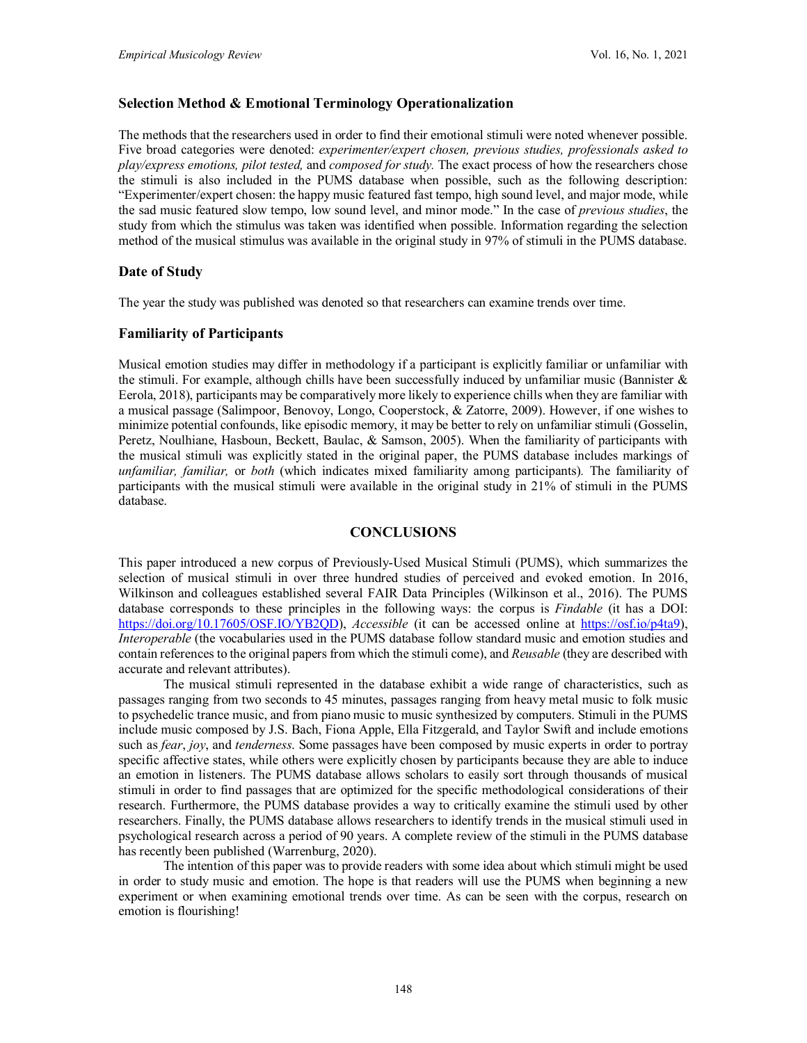### Selection Method & Emotional Terminology Operationalization

The methods that the researchers used in order to find their emotional stimuli were noted whenever possible. Five broad categories were denoted: *experimenter/expert chosen, previous studies, professionals asked to play/express emotions, pilot tested,* and *composed for study.* The exact process of how the researchers chose the stimuli is also included in the PUMS database when possible, such as the following description: "Experimenter/expert chosen: the happy music featured fast tempo, high sound level, and major mode, while the sad music featured slow tempo, low sound level, and minor mode." In the case of *previous studies*, the study from which the stimulus was taken was identified when possible. Information regarding the selection method of the musical stimulus was available in the original study in 97% of stimuli in the PUMS database.

### Date of Study

The year the study was published was denoted so that researchers can examine trends over time.

### Familiarity of Participants

Musical emotion studies may differ in methodology if a participant is explicitly familiar or unfamiliar with the stimuli. For example, although chills have been successfully induced by unfamiliar music (Bannister & Eerola, 2018), participants may be comparatively more likely to experience chills when they are familiar with a musical passage (Salimpoor, Benovoy, Longo, Cooperstock, & Zatorre, 2009). However, if one wishes to minimize potential confounds, like episodic memory, it may be better to rely on unfamiliar stimuli (Gosselin, Peretz, Noulhiane, Hasboun, Beckett, Baulac, & Samson, 2005). When the familiarity of participants with the musical stimuli was explicitly stated in the original paper, the PUMS database includes markings of *unfamiliar, familiar,* or *both* (which indicates mixed familiarity among participants). The familiarity of participants with the musical stimuli were available in the original study in 21% of stimuli in the PUMS database.

## CONCLUSIONS

This paper introduced a new corpus of Previously-Used Musical Stimuli (PUMS), which summarizes the selection of musical stimuli in over three hundred studies of perceived and evoked emotion. In 2016, Wilkinson and colleagues established several FAIR Data Principles (Wilkinson et al., 2016). The PUMS database corresponds to these principles in the following ways: the corpus is *Findable* (it has a DOI: https://doi.org/10.17605/OSF.IO/YB2QD), *Accessible* (it can be accessed online at https://osf.io/p4ta9), *Interoperable* (the vocabularies used in the PUMS database follow standard music and emotion studies and contain references to the original papers from which the stimuli come), and *Reusable* (they are described with accurate and relevant attributes).

The musical stimuli represented in the database exhibit a wide range of characteristics, such as passages ranging from two seconds to 45 minutes, passages ranging from heavy metal music to folk music to psychedelic trance music, and from piano music to music synthesized by computers. Stimuli in the PUMS include music composed by J.S. Bach, Fiona Apple, Ella Fitzgerald, and Taylor Swift and include emotions such as *fear*, *joy*, and *tenderness.* Some passages have been composed by music experts in order to portray specific affective states, while others were explicitly chosen by participants because they are able to induce an emotion in listeners. The PUMS database allows scholars to easily sort through thousands of musical stimuli in order to find passages that are optimized for the specific methodological considerations of their research. Furthermore, the PUMS database provides a way to critically examine the stimuli used by other researchers. Finally, the PUMS database allows researchers to identify trends in the musical stimuli used in psychological research across a period of 90 years. A complete review of the stimuli in the PUMS database has recently been published (Warrenburg, 2020).

The intention of this paper was to provide readers with some idea about which stimuli might be used in order to study music and emotion. The hope is that readers will use the PUMS when beginning a new experiment or when examining emotional trends over time. As can be seen with the corpus, research on emotion is flourishing!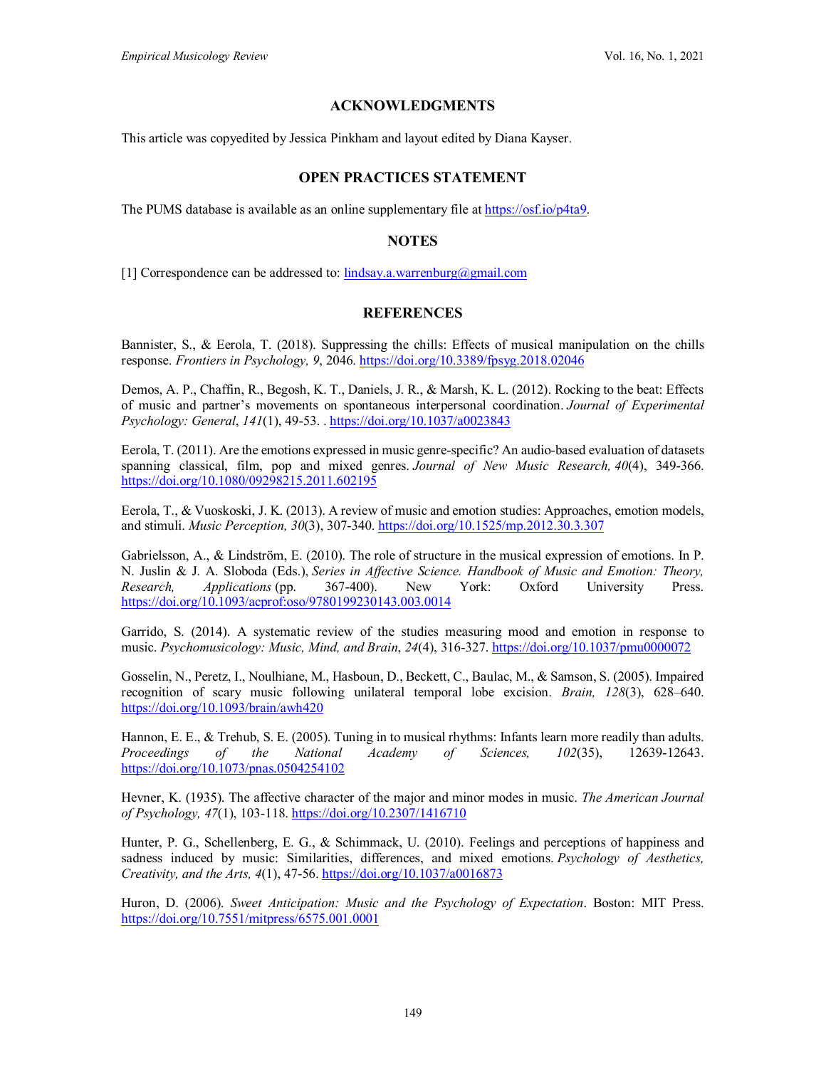## ACKNOWLEDGMENTS

This article was copyedited by Jessica Pinkham and layout edited by Diana Kayser.

## OPEN PRACTICES STATEMENT

The PUMS database is available as an online supplementary file at https://osf.io/p4ta9.

## NOTES

[1] Correspondence can be addressed to: lindsay.a.warrenburg@gmail.com

## REFERENCES

Bannister, S., & Eerola, T. (2018). Suppressing the chills: Effects of musical manipulation on the chills response. *Frontiers in Psychology, 9*, 2046. https://doi.org/10.3389/fpsyg.2018.02046

Demos, A. P., Chaffin, R., Begosh, K. T., Daniels, J. R., & Marsh, K. L. (2012). Rocking to the beat: Effects of music and partner's movements on spontaneous interpersonal coordination. *Journal of Experimental Psychology: General*, *141*(1), 49-53. . https://doi.org/10.1037/a0023843

Eerola, T. (2011). Are the emotions expressed in music genre-specific? An audio-based evaluation of datasets spanning classical, film, pop and mixed genres. *Journal of New Music Research, 40*(4), 349-366. https://doi.org/10.1080/09298215.2011.602195

Eerola, T., & Vuoskoski, J. K. (2013). A review of music and emotion studies: Approaches, emotion models, and stimuli. *Music Perception, 30*(3), 307-340. https://doi.org/10.1525/mp.2012.30.3.307

Gabrielsson, A., & Lindström, E. (2010). The role of structure in the musical expression of emotions. In P. N. Juslin & J. A. Sloboda (Eds.), *Series in Affective Science. Handbook of Music and Emotion: Theory, Research, Applications* (pp. 367-400). New York: Oxford University Press. https://doi.org/10.1093/acprof:oso/9780199230143.003.0014

Garrido, S. (2014). A systematic review of the studies measuring mood and emotion in response to music. *Psychomusicology: Music, Mind, and Brain*, *24*(4), 316-327. https://doi.org/10.1037/pmu0000072

Gosselin, N., Peretz, I., Noulhiane, M., Hasboun, D., Beckett, C., Baulac, M., & Samson, S. (2005). Impaired recognition of scary music following unilateral temporal lobe excision. *Brain, 128*(3), 628–640. https://doi.org/10.1093/brain/awh420

Hannon, E. E., & Trehub, S. E. (2005). Tuning in to musical rhythms: Infants learn more readily than adults. *Proceedings of the National Academy of Sciences, 102*(35), 12639-12643. https://doi.org/10.1073/pnas.0504254102

Hevner, K. (1935). The affective character of the major and minor modes in music. *The American Journal of Psychology, 47*(1), 103-118. https://doi.org/10.2307/1416710

Hunter, P. G., Schellenberg, E. G., & Schimmack, U. (2010). Feelings and perceptions of happiness and sadness induced by music: Similarities, differences, and mixed emotions. *Psychology of Aesthetics, Creativity, and the Arts, 4*(1), 47-56. https://doi.org/10.1037/a0016873

Huron, D. (2006). *Sweet Anticipation: Music and the Psychology of Expectation*. Boston: MIT Press. https://doi.org/10.7551/mitpress/6575.001.0001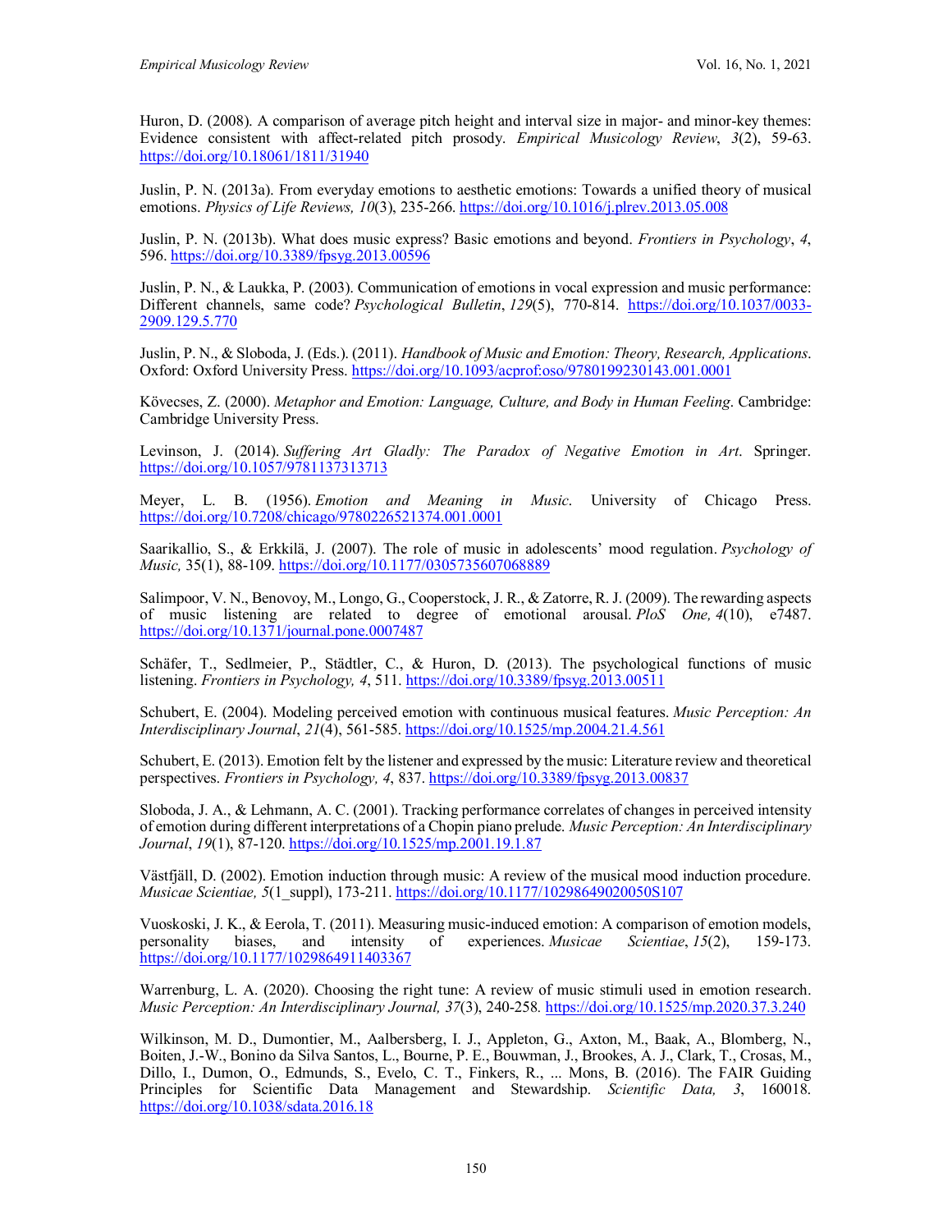Huron, D. (2008). A comparison of average pitch height and interval size in major- and minor-key themes: Evidence consistent with affect-related pitch prosody. *Empirical Musicology Review*, *3*(2), 59-63. https://doi.org/10.18061/1811/31940

Juslin, P. N. (2013a). From everyday emotions to aesthetic emotions: Towards a unified theory of musical emotions. *Physics of Life Reviews, 10*(3), 235-266. https://doi.org/10.1016/j.plrev.2013.05.008

Juslin, P. N. (2013b). What does music express? Basic emotions and beyond. *Frontiers in Psychology*, *4*, 596. https://doi.org/10.3389/fpsyg.2013.00596

Juslin, P. N., & Laukka, P. (2003). Communication of emotions in vocal expression and music performance: Different channels, same code? *Psychological Bulletin*, *129*(5), 770-814. https://doi.org/10.1037/0033-2909.129.5.770

Juslin, P. N., & Sloboda, J. (Eds.). (2011). *Handbook of Music and Emotion: Theory, Research, Applications*. Oxford: Oxford University Press. https://doi.org/10.1093/acprof:oso/9780199230143.001.0001

Kövecses, Z. (2000). *Metaphor and Emotion: Language, Culture, and Body in Human Feeling*. Cambridge: Cambridge University Press.

Levinson, J. (2014). *Suffering Art Gladly: The Paradox of Negative Emotion in Art*. Springer. https://doi.org/10.1057/9781137313713

Meyer, L. B. (1956). *Emotion and Meaning in Music*. University of Chicago Press. https://doi.org/10.7208/chicago/9780226521374.001.0001

Saarikallio, S., & Erkkilä, J. (2007). The role of music in adolescents' mood regulation. *Psychology of Music,* 35(1), 88-109. https://doi.org/10.1177/0305735607068889

Salimpoor, V. N., Benovoy, M., Longo, G., Cooperstock, J. R., & Zatorre, R. J. (2009). The rewarding aspects of music listening are related to degree of emotional arousal. *PloS One, 4*(10), e7487. https://doi.org/10.1371/journal.pone.0007487

Schäfer, T., Sedlmeier, P., Städtler, C., & Huron, D. (2013). The psychological functions of music listening. *Frontiers in Psychology, 4*, 511. https://doi.org/10.3389/fpsyg.2013.00511

Schubert, E. (2004). Modeling perceived emotion with continuous musical features. *Music Perception: An Interdisciplinary Journal*, *21*(4), 561-585. https://doi.org/10.1525/mp.2004.21.4.561

Schubert, E. (2013). Emotion felt by the listener and expressed by the music: Literature review and theoretical perspectives. *Frontiers in Psychology, 4*, 837. https://doi.org/10.3389/fpsyg.2013.00837

Sloboda, J. A., & Lehmann, A. C. (2001). Tracking performance correlates of changes in perceived intensity of emotion during different interpretations of a Chopin piano prelude. *Music Perception: An Interdisciplinary Journal*, *19*(1), 87-120. https://doi.org/10.1525/mp.2001.19.1.87

Västfjäll, D. (2002). Emotion induction through music: A review of the musical mood induction procedure. *Musicae Scientiae, 5*(1_suppl), 173-211. https://doi.org/10.1177/10298649020050S107

Vuoskoski, J. K., & Eerola, T. (2011). Measuring music-induced emotion: A comparison of emotion models, personality biases, and intensity of experiences. *Musicae Scientiae*, *15*(2), 159-173. https://doi.org/10.1177/1029864911403367

Warrenburg, L. A. (2020). Choosing the right tune: A review of music stimuli used in emotion research. *Music Perception: An Interdisciplinary Journal, 37*(3), 240-258. https://doi.org/10.1525/mp.2020.37.3.240

Wilkinson, M. D., Dumontier, M., Aalbersberg, I. J., Appleton, G., Axton, M., Baak, A., Blomberg, N., Boiten, J.-W., Bonino da Silva Santos, L., Bourne, P. E., Bouwman, J., Brookes, A. J., Clark, T., Crosas, M., Dillo, I., Dumon, O., Edmunds, S., Evelo, C. T., Finkers, R., ... Mons, B. (2016). The FAIR Guiding Principles for Scientific Data Management and Stewardship. *Scientific Data, 3*, 160018. https://doi.org/10.1038/sdata.2016.18